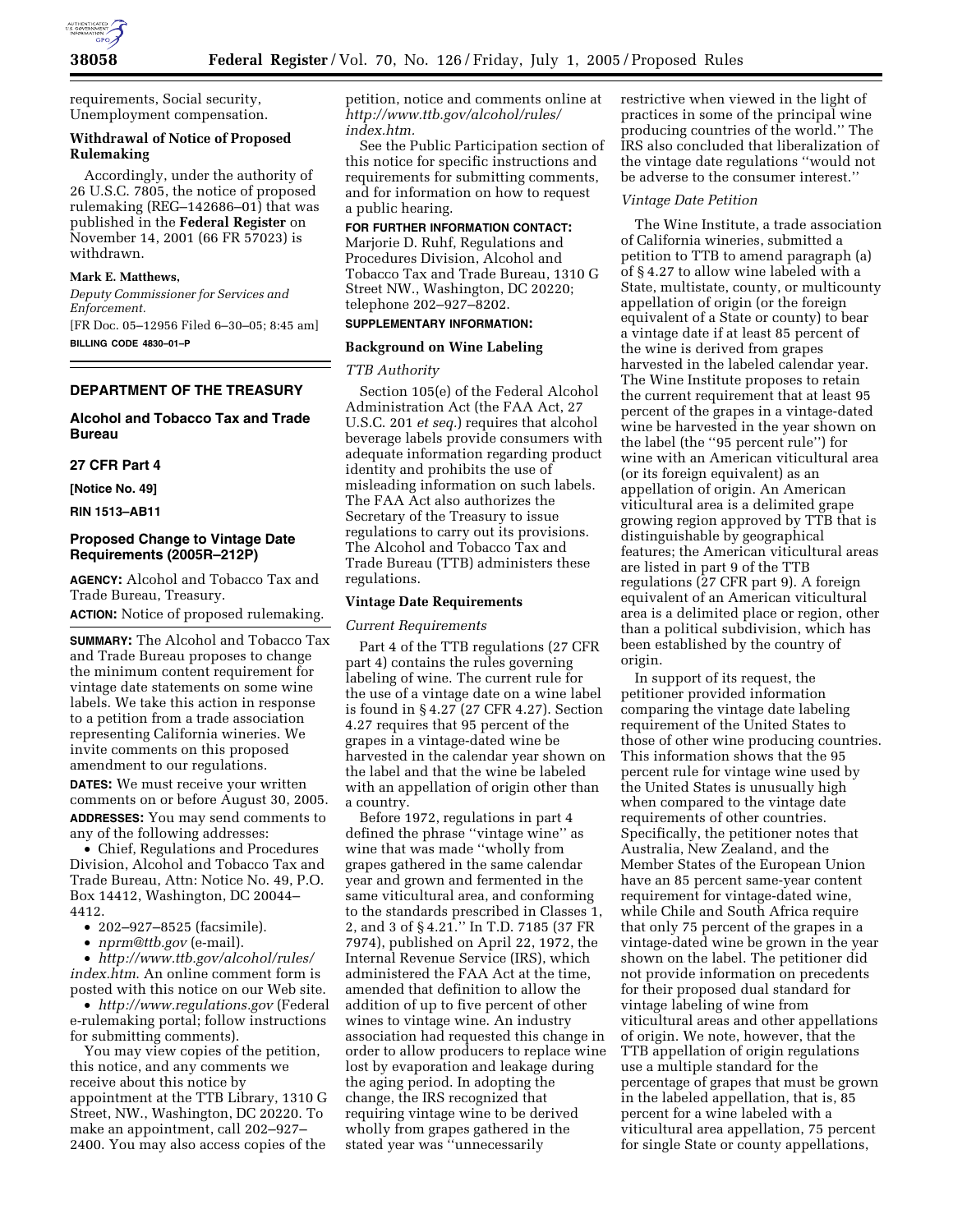requirements, Social security, Unemployment compensation.

**Withdrawal of Notice of Proposed Rulemaking**

Accordingly, under the authority of 26 U.S.C. 7805, the notice of proposed rulemaking (REG–142686–01) that was published in the **Federal Register** on November 14, 2001 (66 FR 57023) is withdrawn.

**Mark E. Matthews,**

*Deputy Commissioner for Services and Enforcement.*

[FR Doc. 05–12956 Filed 6–30–05; 8:45 am]

**BILLING CODE 4830–01–P**

---

## DEPARTMENT OF THE TREASURY

### Alcohol and Tobacco Tax and Trade Bureau

### 27 CFR Part 4

**[Notice No. 49]**

**RIN 1513–AB11**

### Proposed Change to Vintage Date Requirements (2005R–212P)

**AGENCY:** Alcohol and Tobacco Tax and Trade Bureau, Treasury.

**ACTION:** Notice of proposed rulemaking.

**SUMMARY:** The Alcohol and Tobacco Tax and Trade Bureau proposes to change the minimum content requirement for vintage date statements on some wine labels. We take this action in response to a petition from a trade association representing California wineries. We invite comments on this proposed amendment to our regulations.

**DATES:** We must receive your written comments on or before August 30, 2005.

**ADDRESSES:** You may send comments to any of the following addresses:

- Chief, Regulations and Procedures Division, Alcohol and Tobacco Tax and Trade Bureau, Attn: Notice No. 49, P.O. Box 14412, Washington, DC 20044–4412.
- 202–927–8525 (facsimile).
- *nprm@ttb.gov* (e-mail).
- *http://www.ttb.gov/alcohol/rules/index.htm*. An online comment form is posted with this notice on our Web site.
- *http://www.regulations.gov* (Federal e-rulemaking portal; follow instructions for submitting comments).

You may view copies of the petition, this notice, and any comments we receive about this notice by appointment at the TTB Library, 1310 G Street, NW., Washington, DC 20220. To make an appointment, call 202–927–2400. You may also access copies of the petition, notice and comments online at *http://www.ttb.gov/alcohol/rules/index.htm*.

See the Public Participation section of this notice for specific instructions and requirements for submitting comments, and for information on how to request a public hearing.

**FOR FURTHER INFORMATION CONTACT:** Marjorie D. Ruhf, Regulations and Procedures Division, Alcohol and Tobacco Tax and Trade Bureau, 1310 G Street NW., Washington, DC 20220; telephone 202–927–8202.

**SUPPLEMENTARY INFORMATION:**

**Background on Wine Labeling**

*TTB Authority*

Section 105(e) of the Federal Alcohol Administration Act (the FAA Act, 27 U.S.C. 201 *et seq.*) requires that alcohol beverage labels provide consumers with adequate information regarding product identity and prohibits the use of misleading information on such labels. The FAA Act also authorizes the Secretary of the Treasury to issue regulations to carry out its provisions. The Alcohol and Tobacco Tax and Trade Bureau (TTB) administers these regulations.

**Vintage Date Requirements**

*Current Requirements*

Part 4 of the TTB regulations (27 CFR part 4) contains the rules governing labeling of wine. The current rule for the use of a vintage date on a wine label is found in § 4.27 (27 CFR 4.27). Section 4.27 requires that 95 percent of the grapes in a vintage-dated wine be harvested in the calendar year shown on the label and that the wine be labeled with an appellation of origin other than a country.

Before 1972, regulations in part 4 defined the phrase ''vintage wine'' as wine that was made ''wholly from grapes gathered in the same calendar year and grown and fermented in the same viticultural area, and conforming to the standards prescribed in Classes 1, 2, and 3 of § 4.21.'' In T.D. 7185 (37 FR 7974), published on April 22, 1972, the Internal Revenue Service (IRS), which administered the FAA Act at the time, amended that definition to allow the addition of up to five percent of other wines to vintage wine. An industry association had requested this change in order to allow producers to replace wine lost by evaporation and leakage during the aging period. In adopting the change, the IRS recognized that requiring vintage wine to be derived wholly from grapes gathered in the stated year was ''unnecessarily restrictive when viewed in the light of practices in some of the principal wine producing countries of the world.'' The IRS also concluded that liberalization of the vintage date regulations ''would not be adverse to the consumer interest.''

*Vintage Date Petition*

The Wine Institute, a trade association of California wineries, submitted a petition to TTB to amend paragraph (a) of § 4.27 to allow wine labeled with a State, multistate, county, or multicounty appellation of origin (or the foreign equivalent of a State or county) to bear a vintage date if at least 85 percent of the wine is derived from grapes harvested in the labeled calendar year. The Wine Institute proposes to retain the current requirement that at least 95 percent of the grapes in a vintage-dated wine be harvested in the year shown on the label (the ''95 percent rule'') for wine with an American viticultural area (or its foreign equivalent) as an appellation of origin. An American viticultural area is a delimited grape growing region approved by TTB that is distinguishable by geographical features; the American viticultural areas are listed in part 9 of the TTB regulations (27 CFR part 9). A foreign equivalent of an American viticultural area is a delimited place or region, other than a political subdivision, which has been established by the country of origin.

In support of its request, the petitioner provided information comparing the vintage date labeling requirement of the United States to those of other wine producing countries. This information shows that the 95 percent rule for vintage wine used by the United States is unusually high when compared to the vintage date requirements of other countries. Specifically, the petitioner notes that Australia, New Zealand, and the Member States of the European Union have an 85 percent same-year content requirement for vintage-dated wine, while Chile and South Africa require that only 75 percent of the grapes in a vintage-dated wine be grown in the year shown on the label. The petitioner did not provide information on precedents for their proposed dual standard for vintage labeling of wine from viticultural areas and other appellations of origin. We note, however, that the TTB appellation of origin regulations use a multiple standard for the percentage of grapes that must be grown in the labeled appellation, that is, 85 percent for a wine labeled with a viticultural area appellation, 75 percent for single State or county appellations,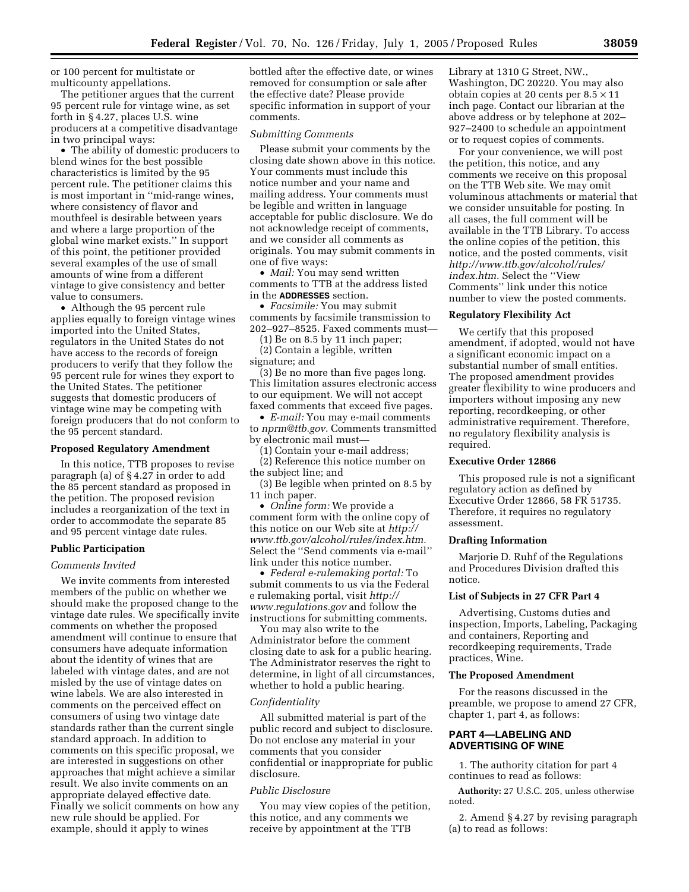or 100 percent for multistate or multicounty appellations.

The petitioner argues that the current 95 percent rule for vintage wine, as set forth in § 4.27, places U.S. wine producers at a competitive disadvantage in two principal ways:

• The ability of domestic producers to blend wines for the best possible characteristics is limited by the 95 percent rule. The petitioner claims this is most important in ''mid-range wines, where consistency of flavor and mouthfeel is desirable between years and where a large proportion of the global wine market exists.'' In support of this point, the petitioner provided several examples of the use of small amounts of wine from a different vintage to give consistency and better value to consumers.

• Although the 95 percent rule applies equally to foreign vintage wines imported into the United States, regulators in the United States do not have access to the records of foreign producers to verify that they follow the 95 percent rule for wines they export to the United States. The petitioner suggests that domestic producers of vintage wine may be competing with foreign producers that do not conform to the 95 percent standard.

**Proposed Regulatory Amendment**

In this notice, TTB proposes to revise paragraph (a) of § 4.27 in order to add the 85 percent standard as proposed in the petition. The proposed revision includes a reorganization of the text in order to accommodate the separate 85 and 95 percent vintage date rules.

**Public Participation**

*Comments Invited*

We invite comments from interested members of the public on whether we should make the proposed change to the vintage date rules. We specifically invite comments on whether the proposed amendment will continue to ensure that consumers have adequate information about the identity of wines that are labeled with vintage dates, and are not misled by the use of vintage dates on wine labels. We are also interested in comments on the perceived effect on consumers of using two vintage date standards rather than the current single standard approach. In addition to comments on this specific proposal, we are interested in suggestions on other approaches that might achieve a similar result. We also invite comments on an appropriate delayed effective date. Finally we solicit comments on how any new rule should be applied. For example, should it apply to wines bottled after the effective date, or wines removed for consumption or sale after the effective date? Please provide specific information in support of your comments.

*Submitting Comments*

Please submit your comments by the closing date shown above in this notice. Your comments must include this notice number and your name and mailing address. Your comments must be legible and written in language acceptable for public disclosure. We do not acknowledge receipt of comments, and we consider all comments as originals. You may submit comments in one of five ways:

• *Mail:* You may send written comments to TTB at the address listed in the **ADDRESSES** section.

• *Facsimile:* You may submit comments by facsimile transmission to 202–927–8525. Faxed comments must—

(1) Be on 8.5 by 11 inch paper;

(2) Contain a legible, written signature; and

(3) Be no more than five pages long. This limitation assures electronic access to our equipment. We will not accept faxed comments that exceed five pages.

• *E-mail:* You may e-mail comments to *nprm@ttb.gov*. Comments transmitted by electronic mail must—

(1) Contain your e-mail address;

(2) Reference this notice number on the subject line; and

(3) Be legible when printed on 8.5 by 11 inch paper.

• *Online form:* We provide a comment form with the online copy of this notice on our Web site at *http://www.ttb.gov/alcohol/rules/index.htm.* Select the ''Send comments via e-mail'' link under this notice number.

• *Federal e-rulemaking portal:* To submit comments to us via the Federal e rulemaking portal, visit *http://www.regulations.gov* and follow the instructions for submitting comments.

You may also write to the Administrator before the comment closing date to ask for a public hearing. The Administrator reserves the right to determine, in light of all circumstances, whether to hold a public hearing.

*Confidentiality*

All submitted material is part of the public record and subject to disclosure. Do not enclose any material in your comments that you consider confidential or inappropriate for public disclosure.

*Public Disclosure*

You may view copies of the petition, this notice, and any comments we receive by appointment at the TTB Library at 1310 G Street, NW., Washington, DC 20220. You may also obtain copies at 20 cents per 8.5 × 11 inch page. Contact our librarian at the above address or by telephone at 202–927–2400 to schedule an appointment or to request copies of comments.

For your convenience, we will post the petition, this notice, and any comments we receive on this proposal on the TTB Web site. We may omit voluminous attachments or material that we consider unsuitable for posting. In all cases, the full comment will be available in the TTB Library. To access the online copies of the petition, this notice, and the posted comments, visit *http://www.ttb.gov/alcohol/rules/index.htm.* Select the ''View Comments'' link under this notice number to view the posted comments.

**Regulatory Flexibility Act**

We certify that this proposed amendment, if adopted, would not have a significant economic impact on a substantial number of small entities. The proposed amendment provides greater flexibility to wine producers and importers without imposing any new reporting, recordkeeping, or other administrative requirement. Therefore, no regulatory flexibility analysis is required.

**Executive Order 12866**

This proposed rule is not a significant regulatory action as defined by Executive Order 12866, 58 FR 51735. Therefore, it requires no regulatory assessment.

**Drafting Information**

Marjorie D. Ruhf of the Regulations and Procedures Division drafted this notice.

**List of Subjects in 27 CFR Part 4**

Advertising, Customs duties and inspection, Imports, Labeling, Packaging and containers, Reporting and recordkeeping requirements, Trade practices, Wine.

**The Proposed Amendment**

For the reasons discussed in the preamble, we propose to amend 27 CFR, chapter 1, part 4, as follows:

**PART 4—LABELING AND ADVERTISING OF WINE**

1. The authority citation for part 4 continues to read as follows:

**Authority:** 27 U.S.C. 205, unless otherwise noted.

2. Amend § 4.27 by revising paragraph (a) to read as follows: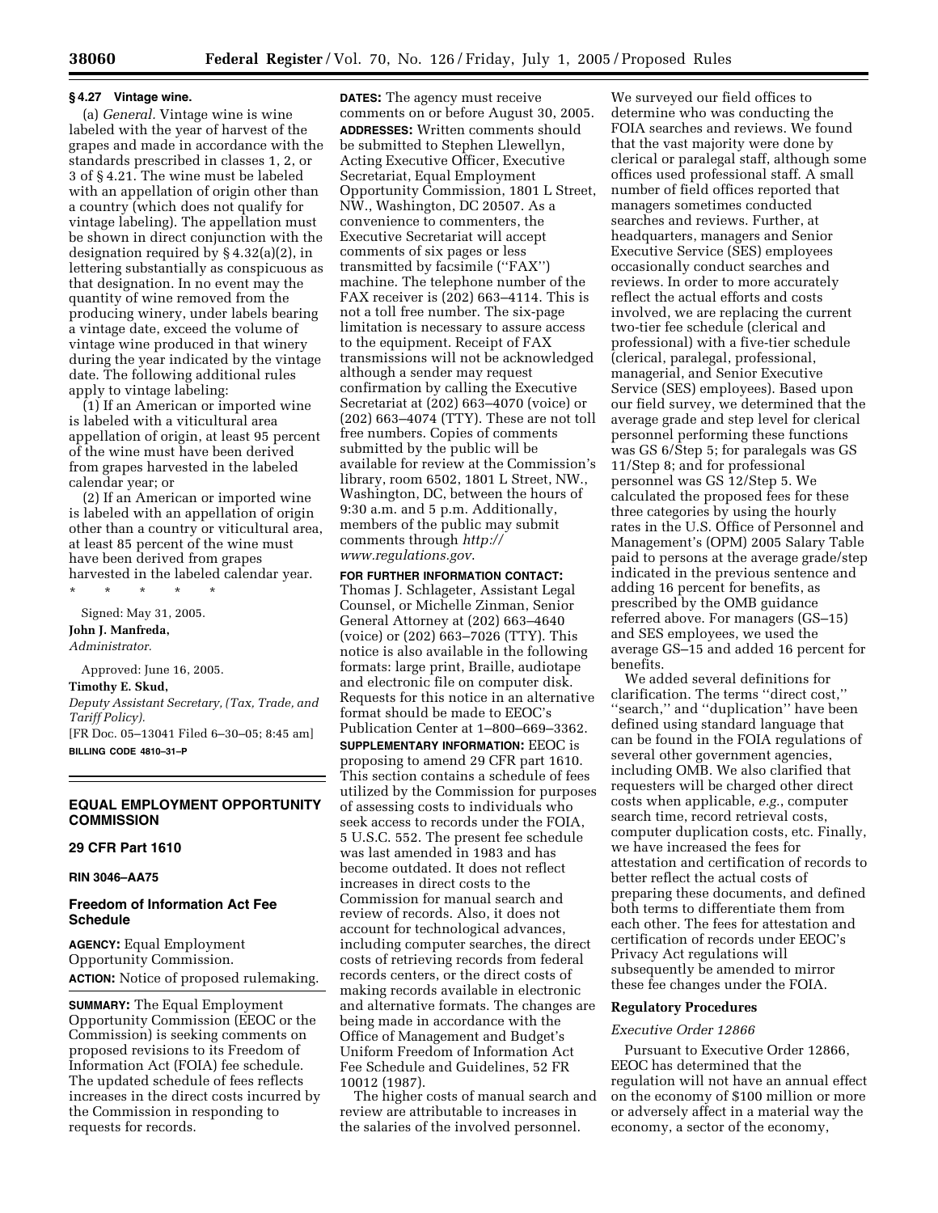### § 4.27 Vintage wine.

(a) *General.* Vintage wine is wine labeled with the year of harvest of the grapes and made in accordance with the standards prescribed in classes 1, 2, or 3 of § 4.21. The wine must be labeled with an appellation of origin other than a country (which does not qualify for vintage labeling). The appellation must be shown in direct conjunction with the designation required by § 4.32(a)(2), in lettering substantially as conspicuous as that designation. In no event may the quantity of wine removed from the producing winery, under labels bearing a vintage date, exceed the volume of vintage wine produced in that winery during the year indicated by the vintage date. The following additional rules apply to vintage labeling:

(1) If an American or imported wine is labeled with a viticultural area appellation of origin, at least 95 percent of the wine must have been derived from grapes harvested in the labeled calendar year; or

(2) If an American or imported wine is labeled with an appellation of origin other than a country or viticultural area, at least 85 percent of the wine must have been derived from grapes harvested in the labeled calendar year.

\* \* \* \* \*

Signed: May 31, 2005.

**John J. Manfreda,**

*Administrator.*

Approved: June 16, 2005.

**Timothy E. Skud,**

*Deputy Assistant Secretary, (Tax, Trade, and Tariff Policy).*

[FR Doc. 05–13041 Filed 6–30–05; 8:45 am]

**BILLING CODE 4810–31–P**

---

## EQUAL EMPLOYMENT OPPORTUNITY COMMISSION

### 29 CFR Part 1610

### RIN 3046–AA75

### Freedom of Information Act Fee Schedule

**AGENCY:** Equal Employment Opportunity Commission.

**ACTION:** Notice of proposed rulemaking.

**SUMMARY:** The Equal Employment Opportunity Commission (EEOC or the Commission) is seeking comments on proposed revisions to its Freedom of Information Act (FOIA) fee schedule. The updated schedule of fees reflects increases in the direct costs incurred by the Commission in responding to requests for records.

**DATES:** The agency must receive comments on or before August 30, 2005.

**ADDRESSES:** Written comments should be submitted to Stephen Llewellyn, Acting Executive Officer, Executive Secretariat, Equal Employment Opportunity Commission, 1801 L Street, NW., Washington, DC 20507. As a convenience to commenters, the Executive Secretariat will accept comments of six pages or less transmitted by facsimile (''FAX'') machine. The telephone number of the FAX receiver is (202) 663–4114. This is not a toll free number. The six-page limitation is necessary to assure access to the equipment. Receipt of FAX transmissions will not be acknowledged although a sender may request confirmation by calling the Executive Secretariat at (202) 663–4070 (voice) or (202) 663–4074 (TTY). These are not toll free numbers. Copies of comments submitted by the public will be available for review at the Commission's library, room 6502, 1801 L Street, NW., Washington, DC, between the hours of 9:30 a.m. and 5 p.m. Additionally, members of the public may submit comments through *http://www.regulations.gov*.

**FOR FURTHER INFORMATION CONTACT:** Thomas J. Schlageter, Assistant Legal Counsel, or Michelle Zinman, Senior General Attorney at (202) 663–4640 (voice) or (202) 663–7026 (TTY). This notice is also available in the following formats: large print, Braille, audiotape and electronic file on computer disk. Requests for this notice in an alternative format should be made to EEOC's Publication Center at 1–800–669–3362.

**SUPPLEMENTARY INFORMATION:** EEOC is proposing to amend 29 CFR part 1610. This section contains a schedule of fees utilized by the Commission for purposes of assessing costs to individuals who seek access to records under the FOIA, 5 U.S.C. 552. The present fee schedule was last amended in 1983 and has become outdated. It does not reflect increases in direct costs to the Commission for manual search and review of records. Also, it does not account for technological advances, including computer searches, the direct costs of retrieving records from federal records centers, or the direct costs of making records available in electronic and alternative formats. The changes are being made in accordance with the Office of Management and Budget's Uniform Freedom of Information Act Fee Schedule and Guidelines, 52 FR 10012 (1987).

The higher costs of manual search and review are attributable to increases in the salaries of the involved personnel.

We surveyed our field offices to determine who was conducting the FOIA searches and reviews. We found that the vast majority were done by clerical or paralegal staff, although some offices used professional staff. A small number of field offices reported that managers sometimes conducted searches and reviews. Further, at headquarters, managers and Senior Executive Service (SES) employees occasionally conduct searches and reviews. In order to more accurately reflect the actual efforts and costs involved, we are replacing the current two-tier fee schedule (clerical and professional) with a five-tier schedule (clerical, paralegal, professional, managerial, and Senior Executive Service (SES) employees). Based upon our field survey, we determined that the average grade and step level for clerical personnel performing these functions was GS 6/Step 5; for paralegals was GS 11/Step 8; and for professional personnel was GS 12/Step 5. We calculated the proposed fees for these three categories by using the hourly rates in the U.S. Office of Personnel and Management's (OPM) 2005 Salary Table paid to persons at the average grade/step indicated in the previous sentence and adding 16 percent for benefits, as prescribed by the OMB guidance referred above. For managers (GS–15) and SES employees, we used the average GS–15 and added 16 percent for benefits.

We added several definitions for clarification. The terms ''direct cost,'' ''search,'' and ''duplication'' have been defined using standard language that can be found in the FOIA regulations of several other government agencies, including OMB. We also clarified that requesters will be charged other direct costs when applicable, *e.g.*, computer search time, record retrieval costs, computer duplication costs, etc. Finally, we have increased the fees for attestation and certification of records to better reflect the actual costs of preparing these documents, and defined both terms to differentiate them from each other. The fees for attestation and certification of records under EEOC's Privacy Act regulations will subsequently be amended to mirror these fee changes under the FOIA.

**Regulatory Procedures**

*Executive Order 12866*

Pursuant to Executive Order 12866, EEOC has determined that the regulation will not have an annual effect on the economy of $100 million or more or adversely affect in a material way the economy, a sector of the economy,